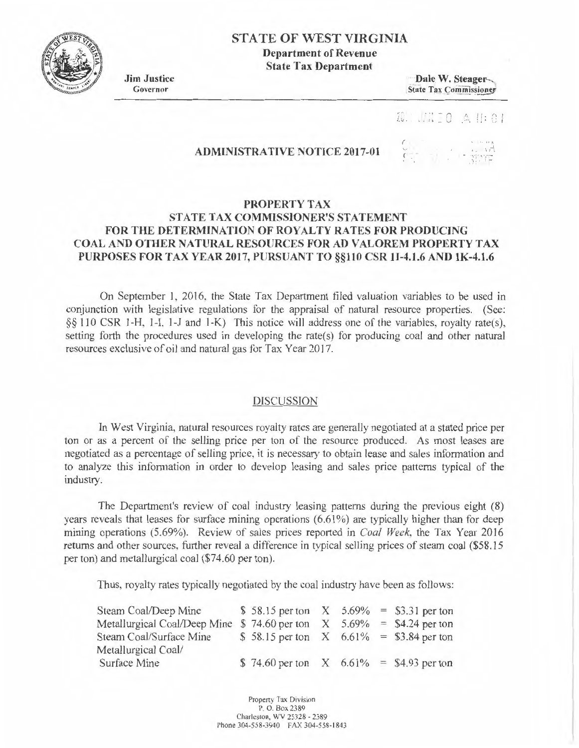# STATE OF WEST VIRGINIA

**Department of Revenue**
**State Tax Department**

**Jim Justice**
Governor

**Dale W. Steager**
State Tax Commissioner

## ADMINISTRATIVE NOTICE 2017-01

### PROPERTY TAX
### STATE TAX COMMISSIONER'S STATEMENT FOR THE DETERMINATION OF ROYALTY RATES FOR PRODUCING COAL AND OTHER NATURAL RESOURCES FOR AD VALOREM PROPERTY TAX PURPOSES FOR TAX YEAR 2017, PURSUANT TO §§110 CSR 1I-4.1.6 AND 1K-4.1.6

On September 1, 2016, the State Tax Department filed valuation variables to be used in conjunction with legislative regulations for the appraisal of natural resource properties. (See: §§ 110 CSR 1-H, 1-I, 1-J and 1-K) This notice will address one of the variables, royalty rate(s), setting forth the procedures used in developing the rate(s) for producing coal and other natural resources exclusive of oil and natural gas for Tax Year 2017.

#### DISCUSSION

In West Virginia, natural resources royalty rates are generally negotiated at a stated price per ton or as a percent of the selling price per ton of the resource produced. As most leases are negotiated as a percentage of selling price, it is necessary to obtain lease and sales information and to analyze this information in order to develop leasing and sales price patterns typical of the industry.

The Department's review of coal industry leasing patterns during the previous eight (8) years reveals that leases for surface mining operations (6.61%) are typically higher than for deep mining operations (5.69%). Review of sales prices reported in *Coal Week*, the Tax Year 2016 returns and other sources, further reveal a difference in typical selling prices of steam coal ($58.15 per ton) and metallurgical coal ($74.60 per ton).

Thus, royalty rates typically negotiated by the coal industry have been as follows:

| | | | | | |
|---|---|---|---|---|---|
| Steam Coal/Deep Mine | $ 58.15 per ton | X | 5.69% | = | $3.31 per ton |
| Metallurgical Coal/Deep Mine | $ 74.60 per ton | X | 5.69% | = | $4.24 per ton |
| Steam Coal/Surface Mine | $ 58.15 per ton | X | 6.61% | = | $3.84 per ton |
| Metallurgical Coal/ Surface Mine | $ 74.60 per ton | X | 6.61% | = | $4.93 per ton |

Property Tax Division
P. O. Box 2389
Charleston, WV 25328 - 2389
Phone 304-558-3940 FAX 304-558-1843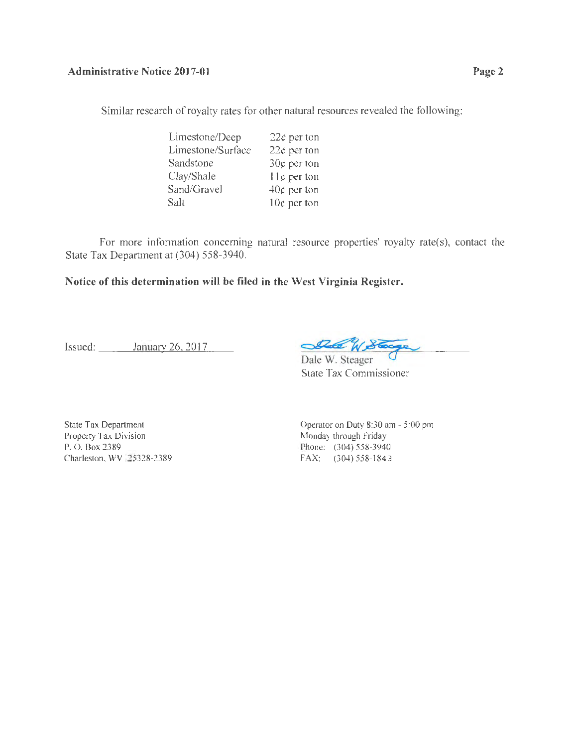Similar research of royalty rates for other natural resources revealed the following:

| | |
|---|---|
| Limestone/Deep | 22¢ per ton |
| Limestone/Surface | 22¢ per ton |
| Sandstone | 30¢ per ton |
| Clay/Shale | 11¢ per ton |
| Sand/Gravel | 40¢ per ton |
| Salt | 10¢ per ton |

For more information concerning natural resource properties' royalty rate(s), contact the State Tax Department at (304) 558-3940.

**Notice of this determination will be filed in the West Virginia Register.**

Issued: January 26, 2017

Dale W. Steager
State Tax Commissioner

State Tax Department
Property Tax Division
P. O. Box 2389
Charleston, WV 25328-2389

Operator on Duty 8:30 am - 5:00 pm
Monday through Friday
Phone: (304) 558-3940
FAX: (304) 558-1843